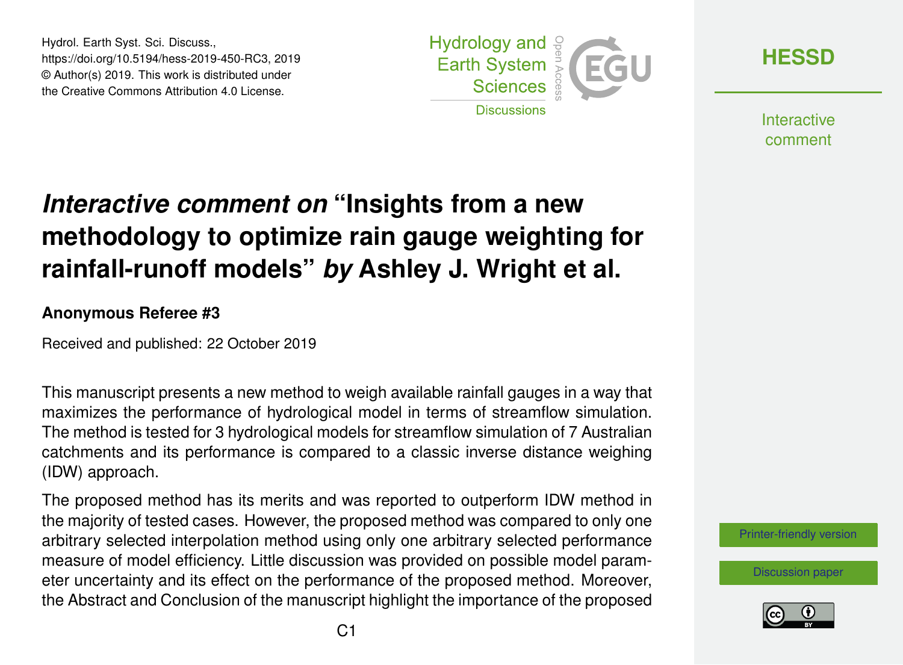Hydrol. Earth Syst. Sci. Discuss.,
https://doi.org/10.5194/hess-2019-450-RC3, 2019
© Author(s) 2019. This work is distributed under
the Creative Commons Attribution 4.0 License.

# *Interactive comment on* "Insights from a new methodology to optimize rain gauge weighting for rainfall-runoff models" *by* Ashley J. Wright et al.

**Anonymous Referee #3**

Received and published: 22 October 2019

This manuscript presents a new method to weigh available rainfall gauges in a way that maximizes the performance of hydrological model in terms of streamflow simulation. The method is tested for 3 hydrological models for streamflow simulation of 7 Australian catchments and its performance is compared to a classic inverse distance weighing (IDW) approach.

The proposed method has its merits and was reported to outperform IDW method in the majority of tested cases. However, the proposed method was compared to only one arbitrary selected interpolation method using only one arbitrary selected performance measure of model efficiency. Little discussion was provided on possible model parameter uncertainty and its effect on the performance of the proposed method. Moreover, the Abstract and Conclusion of the manuscript highlight the importance of the proposed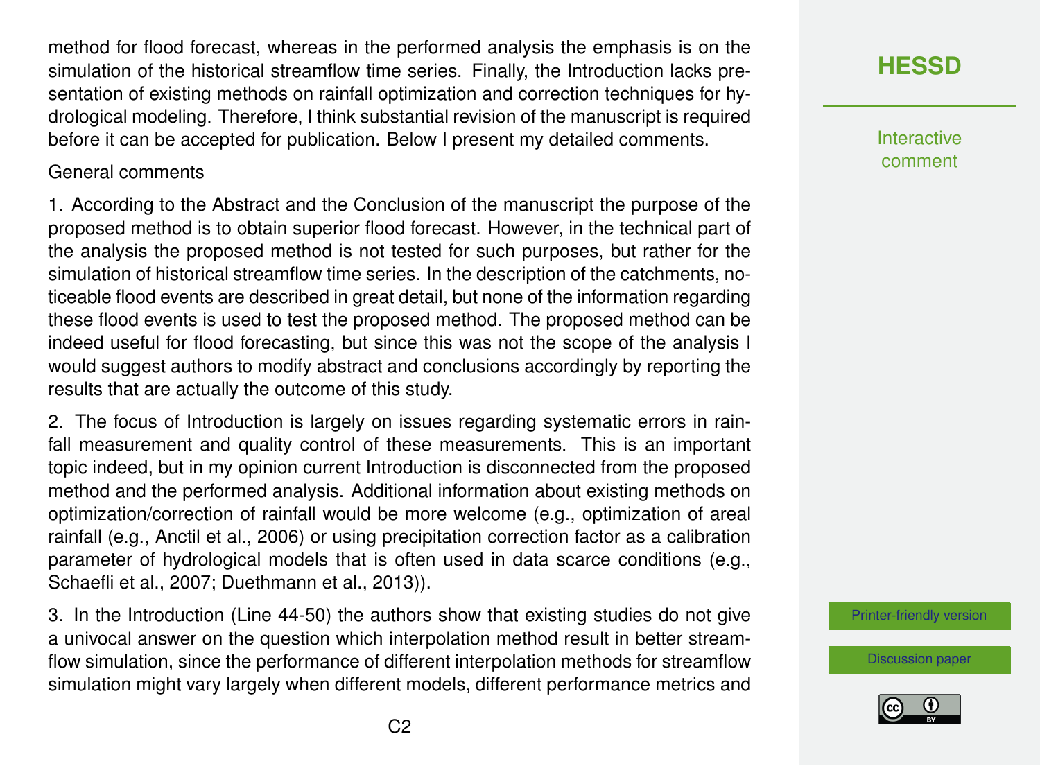method for flood forecast, whereas in the performed analysis the emphasis is on the simulation of the historical streamflow time series. Finally, the Introduction lacks presentation of existing methods on rainfall optimization and correction techniques for hydrological modeling. Therefore, I think substantial revision of the manuscript is required before it can be accepted for publication. Below I present my detailed comments.

General comments

1. According to the Abstract and the Conclusion of the manuscript the purpose of the proposed method is to obtain superior flood forecast. However, in the technical part of the analysis the proposed method is not tested for such purposes, but rather for the simulation of historical streamflow time series. In the description of the catchments, noticeable flood events are described in great detail, but none of the information regarding these flood events is used to test the proposed method. The proposed method can be indeed useful for flood forecasting, but since this was not the scope of the analysis I would suggest authors to modify abstract and conclusions accordingly by reporting the results that are actually the outcome of this study.

2. The focus of Introduction is largely on issues regarding systematic errors in rainfall measurement and quality control of these measurements. This is an important topic indeed, but in my opinion current Introduction is disconnected from the proposed method and the performed analysis. Additional information about existing methods on optimization/correction of rainfall would be more welcome (e.g., optimization of areal rainfall (e.g., Anctil et al., 2006) or using precipitation correction factor as a calibration parameter of hydrological models that is often used in data scarce conditions (e.g., Schaefli et al., 2007; Duethmann et al., 2013)).

3. In the Introduction (Line 44-50) the authors show that existing studies do not give a univocal answer on the question which interpolation method result in better streamflow simulation, since the performance of different interpolation methods for streamflow simulation might vary largely when different models, different performance metrics and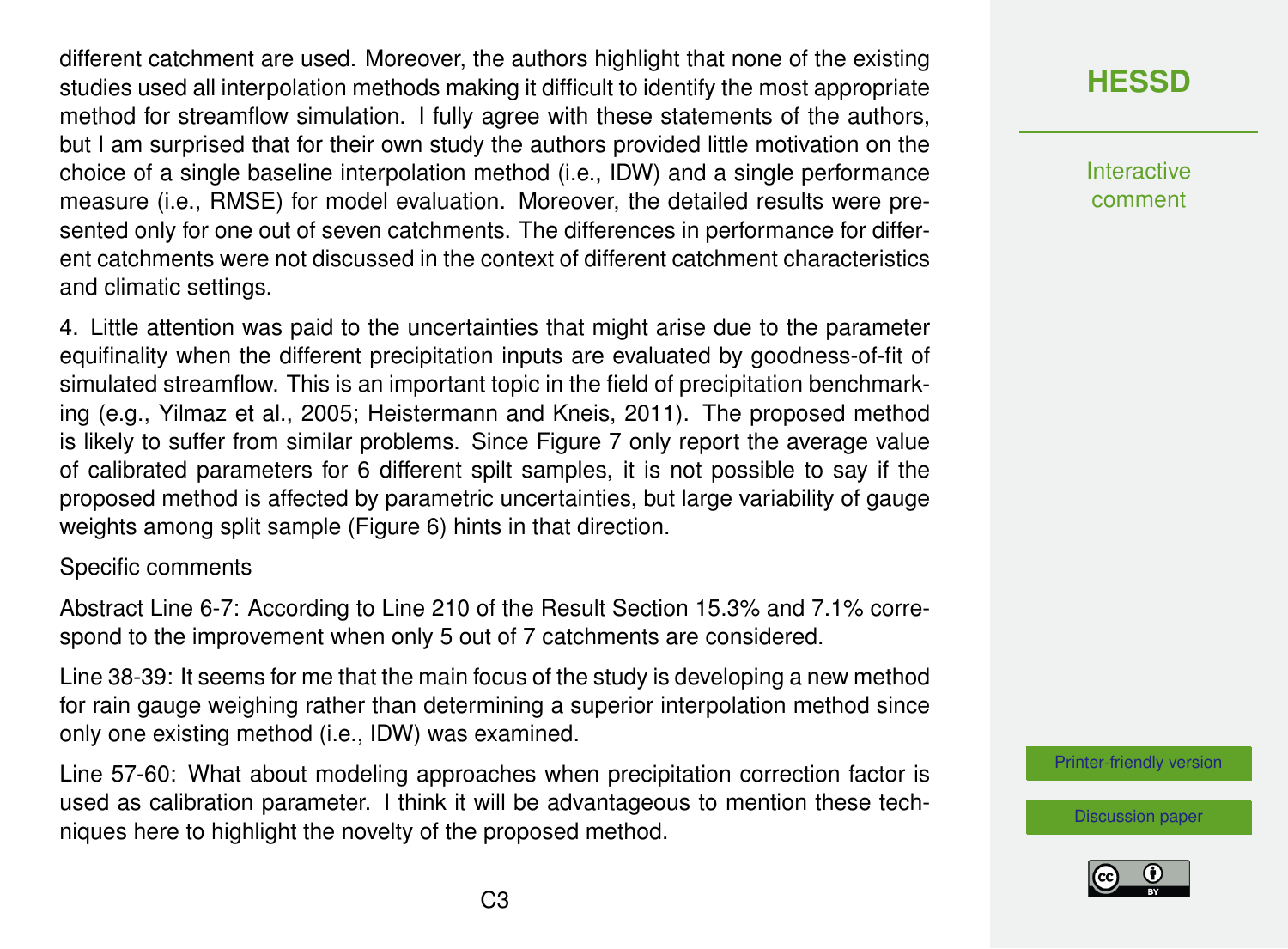different catchment are used. Moreover, the authors highlight that none of the existing studies used all interpolation methods making it difficult to identify the most appropriate method for streamflow simulation. I fully agree with these statements of the authors, but I am surprised that for their own study the authors provided little motivation on the choice of a single baseline interpolation method (i.e., IDW) and a single performance measure (i.e., RMSE) for model evaluation. Moreover, the detailed results were presented only for one out of seven catchments. The differences in performance for different catchments were not discussed in the context of different catchment characteristics and climatic settings.

4. Little attention was paid to the uncertainties that might arise due to the parameter equifinality when the different precipitation inputs are evaluated by goodness-of-fit of simulated streamflow. This is an important topic in the field of precipitation benchmarking (e.g., Yilmaz et al., 2005; Heistermann and Kneis, 2011). The proposed method is likely to suffer from similar problems. Since Figure 7 only report the average value of calibrated parameters for 6 different spilt samples, it is not possible to say if the proposed method is affected by parametric uncertainties, but large variability of gauge weights among split sample (Figure 6) hints in that direction.

Specific comments

Abstract Line 6-7: According to Line 210 of the Result Section 15.3% and 7.1% correspond to the improvement when only 5 out of 7 catchments are considered.

Line 38-39: It seems for me that the main focus of the study is developing a new method for rain gauge weighing rather than determining a superior interpolation method since only one existing method (i.e., IDW) was examined.

Line 57-60: What about modeling approaches when precipitation correction factor is used as calibration parameter. I think it will be advantageous to mention these techniques here to highlight the novelty of the proposed method.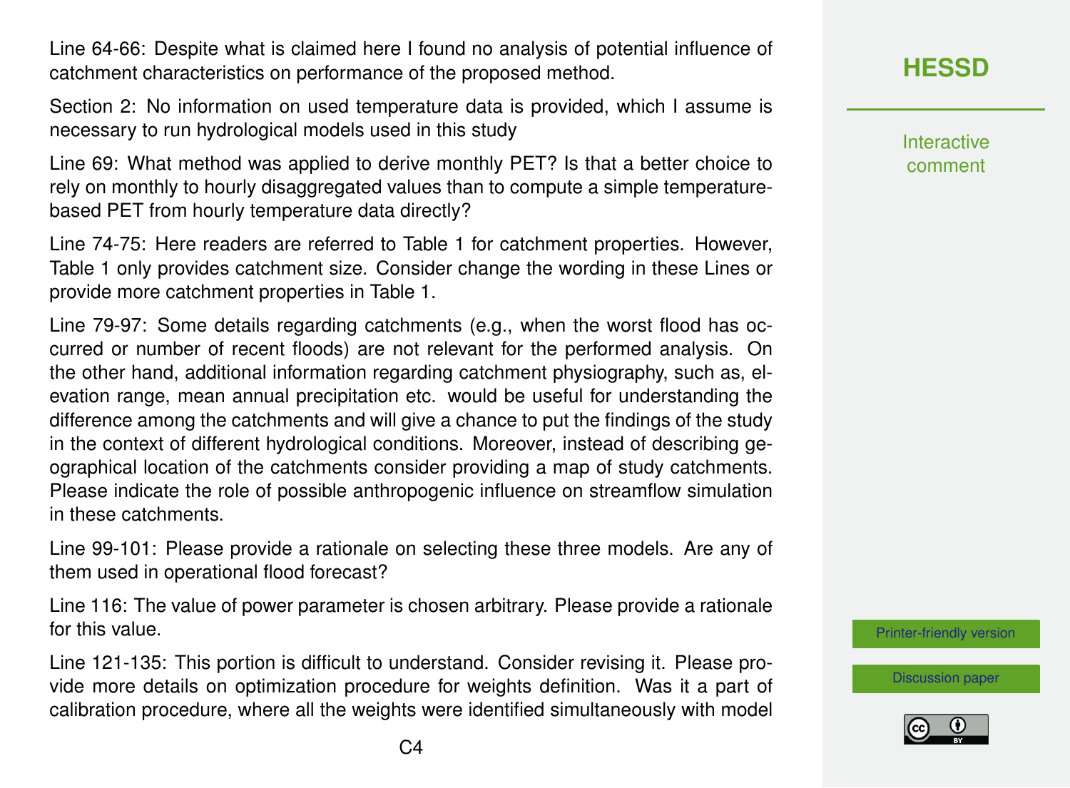Line 64-66: Despite what is claimed here I found no analysis of potential influence of catchment characteristics on performance of the proposed method.

Section 2: No information on used temperature data is provided, which I assume is necessary to run hydrological models used in this study

Line 69: What method was applied to derive monthly PET? Is that a better choice to rely on monthly to hourly disaggregated values than to compute a simple temperature-based PET from hourly temperature data directly?

Line 74-75: Here readers are referred to Table 1 for catchment properties. However, Table 1 only provides catchment size. Consider change the wording in these Lines or provide more catchment properties in Table 1.

Line 79-97: Some details regarding catchments (e.g., when the worst flood has occurred or number of recent floods) are not relevant for the performed analysis. On the other hand, additional information regarding catchment physiography, such as, elevation range, mean annual precipitation etc. would be useful for understanding the difference among the catchments and will give a chance to put the findings of the study in the context of different hydrological conditions. Moreover, instead of describing geographical location of the catchments consider providing a map of study catchments. Please indicate the role of possible anthropogenic influence on streamflow simulation in these catchments.

Line 99-101: Please provide a rationale on selecting these three models. Are any of them used in operational flood forecast?

Line 116: The value of power parameter is chosen arbitrary. Please provide a rationale for this value.

Line 121-135: This portion is difficult to understand. Consider revising it. Please provide more details on optimization procedure for weights definition. Was it a part of calibration procedure, where all the weights were identified simultaneously with model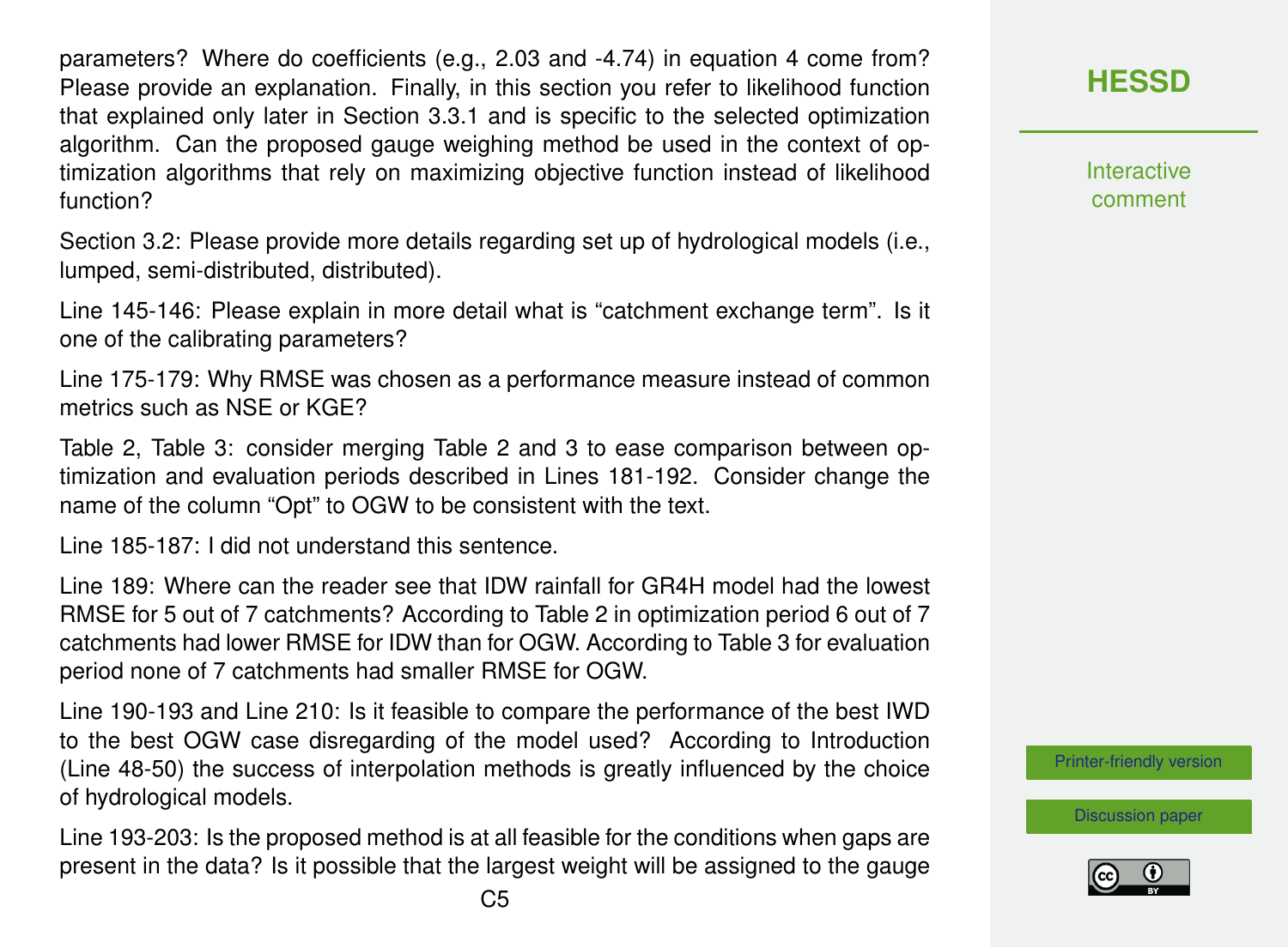parameters? Where do coefficients (e.g., 2.03 and -4.74) in equation 4 come from? Please provide an explanation. Finally, in this section you refer to likelihood function that explained only later in Section 3.3.1 and is specific to the selected optimization algorithm. Can the proposed gauge weighing method be used in the context of optimization algorithms that rely on maximizing objective function instead of likelihood function?

Section 3.2: Please provide more details regarding set up of hydrological models (i.e., lumped, semi-distributed, distributed).

Line 145-146: Please explain in more detail what is “catchment exchange term”. Is it one of the calibrating parameters?

Line 175-179: Why RMSE was chosen as a performance measure instead of common metrics such as NSE or KGE?

Table 2, Table 3: consider merging Table 2 and 3 to ease comparison between optimization and evaluation periods described in Lines 181-192. Consider change the name of the column “Opt” to OGW to be consistent with the text.

Line 185-187: I did not understand this sentence.

Line 189: Where can the reader see that IDW rainfall for GR4H model had the lowest RMSE for 5 out of 7 catchments? According to Table 2 in optimization period 6 out of 7 catchments had lower RMSE for IDW than for OGW. According to Table 3 for evaluation period none of 7 catchments had smaller RMSE for OGW.

Line 190-193 and Line 210: Is it feasible to compare the performance of the best IWD to the best OGW case disregarding of the model used? According to Introduction (Line 48-50) the success of interpolation methods is greatly influenced by the choice of hydrological models.

Line 193-203: Is the proposed method is at all feasible for the conditions when gaps are present in the data? Is it possible that the largest weight will be assigned to the gauge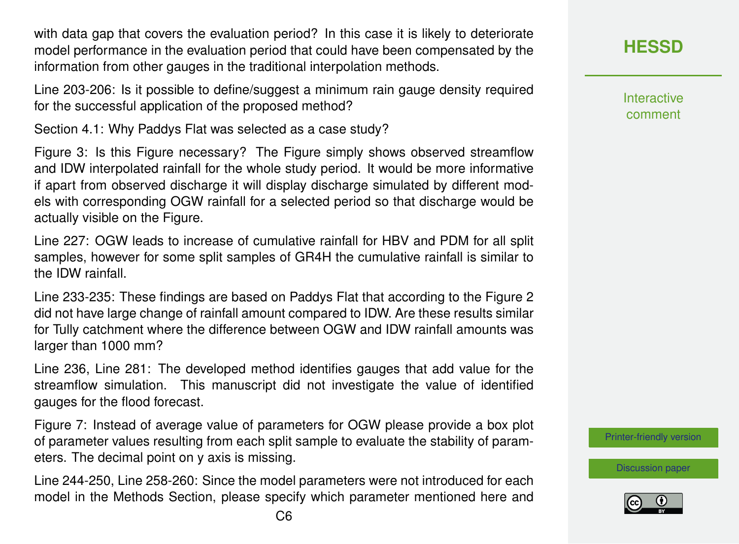with data gap that covers the evaluation period? In this case it is likely to deteriorate model performance in the evaluation period that could have been compensated by the information from other gauges in the traditional interpolation methods.

Line 203-206: Is it possible to define/suggest a minimum rain gauge density required for the successful application of the proposed method?

Section 4.1: Why Paddys Flat was selected as a case study?

Figure 3: Is this Figure necessary? The Figure simply shows observed streamflow and IDW interpolated rainfall for the whole study period. It would be more informative if apart from observed discharge it will display discharge simulated by different models with corresponding OGW rainfall for a selected period so that discharge would be actually visible on the Figure.

Line 227: OGW leads to increase of cumulative rainfall for HBV and PDM for all split samples, however for some split samples of GR4H the cumulative rainfall is similar to the IDW rainfall.

Line 233-235: These findings are based on Paddys Flat that according to the Figure 2 did not have large change of rainfall amount compared to IDW. Are these results similar for Tully catchment where the difference between OGW and IDW rainfall amounts was larger than 1000 mm?

Line 236, Line 281: The developed method identifies gauges that add value for the streamflow simulation. This manuscript did not investigate the value of identified gauges for the flood forecast.

Figure 7: Instead of average value of parameters for OGW please provide a box plot of parameter values resulting from each split sample to evaluate the stability of parameters. The decimal point on y axis is missing.

Line 244-250, Line 258-260: Since the model parameters were not introduced for each model in the Methods Section, please specify which parameter mentioned here and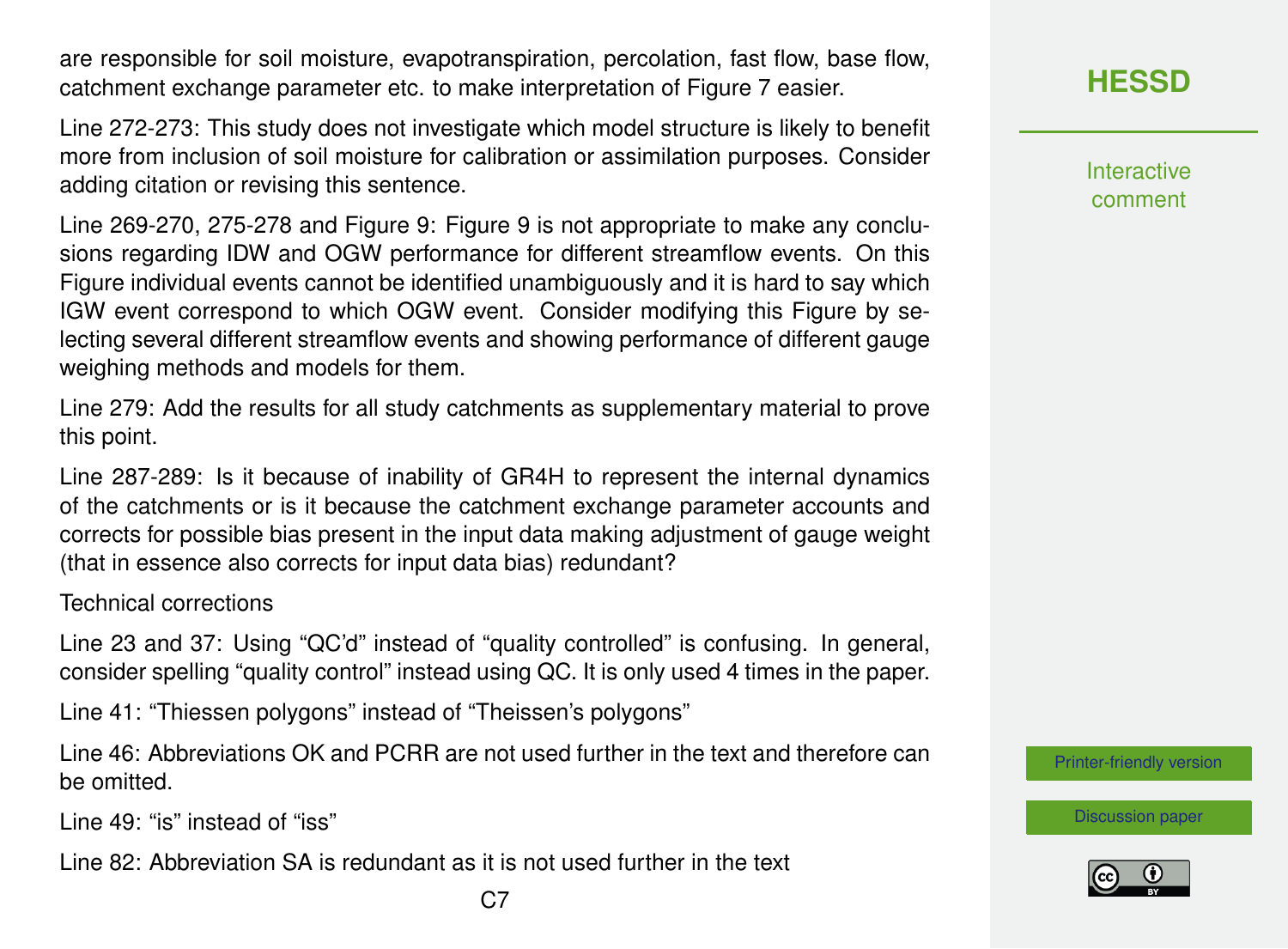are responsible for soil moisture, evapotranspiration, percolation, fast flow, base flow, catchment exchange parameter etc. to make interpretation of Figure 7 easier.

Line 272-273: This study does not investigate which model structure is likely to benefit more from inclusion of soil moisture for calibration or assimilation purposes. Consider adding citation or revising this sentence.

Line 269-270, 275-278 and Figure 9: Figure 9 is not appropriate to make any conclusions regarding IDW and OGW performance for different streamflow events. On this Figure individual events cannot be identified unambiguously and it is hard to say which IGW event correspond to which OGW event. Consider modifying this Figure by selecting several different streamflow events and showing performance of different gauge weighing methods and models for them.

Line 279: Add the results for all study catchments as supplementary material to prove this point.

Line 287-289: Is it because of inability of GR4H to represent the internal dynamics of the catchments or is it because the catchment exchange parameter accounts and corrects for possible bias present in the input data making adjustment of gauge weight (that in essence also corrects for input data bias) redundant?

Technical corrections

Line 23 and 37: Using "QC'd" instead of "quality controlled" is confusing. In general, consider spelling "quality control" instead using QC. It is only used 4 times in the paper.

Line 41: "Thiessen polygons" instead of "Theissen's polygons"

Line 46: Abbreviations OK and PCRR are not used further in the text and therefore can be omitted.

Line 49: "is" instead of "iss"

Line 82: Abbreviation SA is redundant as it is not used further in the text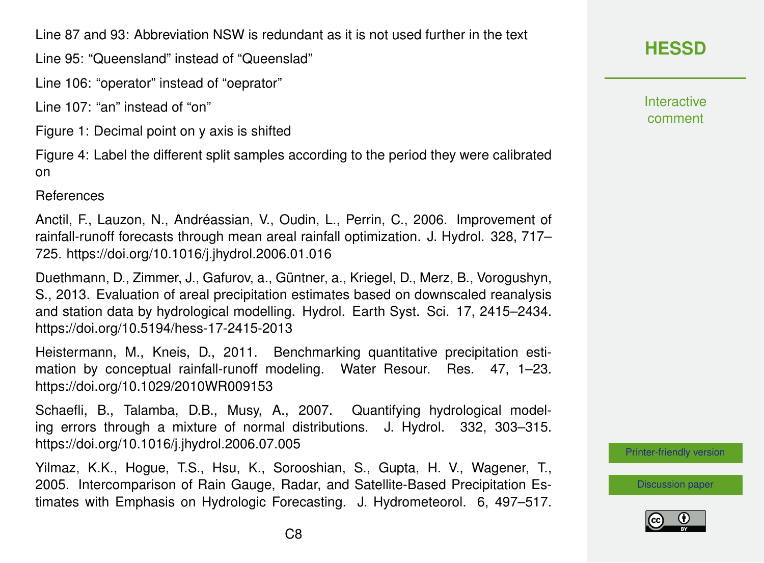Line 87 and 93: Abbreviation NSW is redundant as it is not used further in the text

Line 95: “Queensland” instead of “Queenslad”

Line 106: “operator” instead of “oeprator”

Line 107: “an” instead of “on”

Figure 1: Decimal point on y axis is shifted

Figure 4: Label the different split samples according to the period they were calibrated on

References

Anctil, F., Lauzon, N., Andréassian, V., Oudin, L., Perrin, C., 2006. Improvement of rainfall-runoff forecasts through mean areal rainfall optimization. J. Hydrol. 328, 717–725. https://doi.org/10.1016/j.jhydrol.2006.01.016

Duethmann, D., Zimmer, J., Gafurov, a., Güntner, a., Kriegel, D., Merz, B., Vorogushyn, S., 2013. Evaluation of areal precipitation estimates based on downscaled reanalysis and station data by hydrological modelling. Hydrol. Earth Syst. Sci. 17, 2415–2434. https://doi.org/10.5194/hess-17-2415-2013

Heistermann, M., Kneis, D., 2011. Benchmarking quantitative precipitation estimation by conceptual rainfall-runoff modeling. Water Resour. Res. 47, 1–23. https://doi.org/10.1029/2010WR009153

Schaefli, B., Talamba, D.B., Musy, A., 2007. Quantifying hydrological modeling errors through a mixture of normal distributions. J. Hydrol. 332, 303–315. https://doi.org/10.1016/j.jhydrol.2006.07.005

Yilmaz, K.K., Hogue, T.S., Hsu, K., Sorooshian, S., Gupta, H. V., Wagener, T., 2005. Intercomparison of Rain Gauge, Radar, and Satellite-Based Precipitation Estimates with Emphasis on Hydrologic Forecasting. J. Hydrometeorol. 6, 497–517.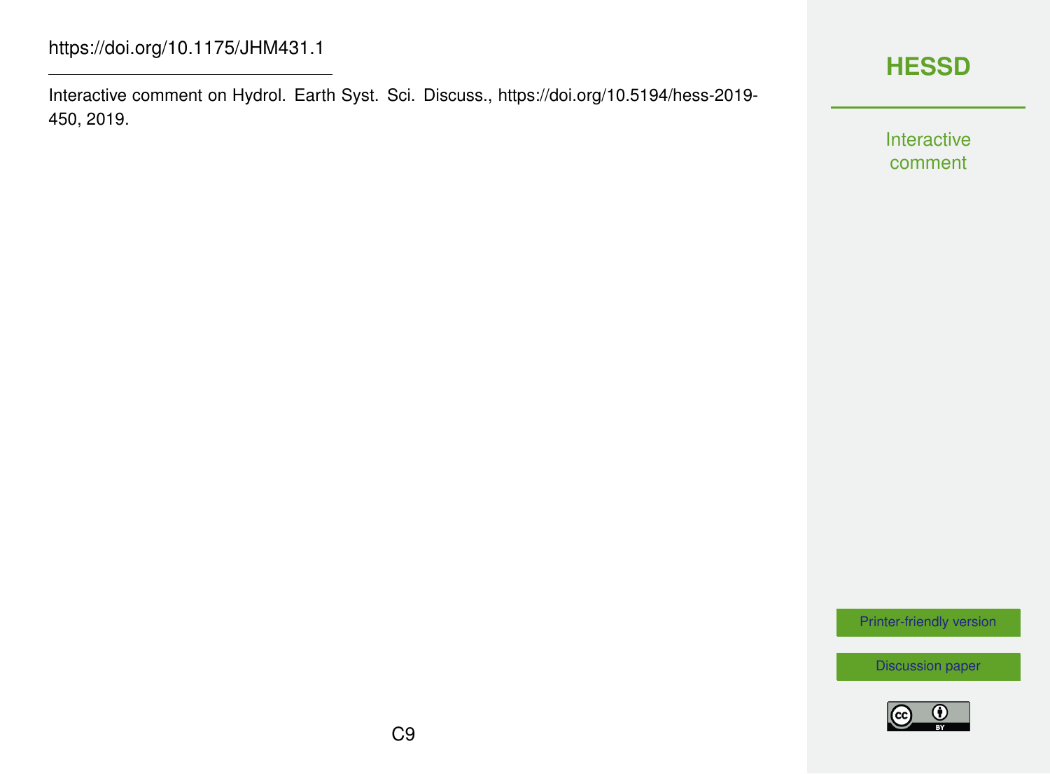https://doi.org/10.1175/JHM431.1

---

Interactive comment on Hydrol. Earth Syst. Sci. Discuss., https://doi.org/10.5194/hess-2019-450, 2019.